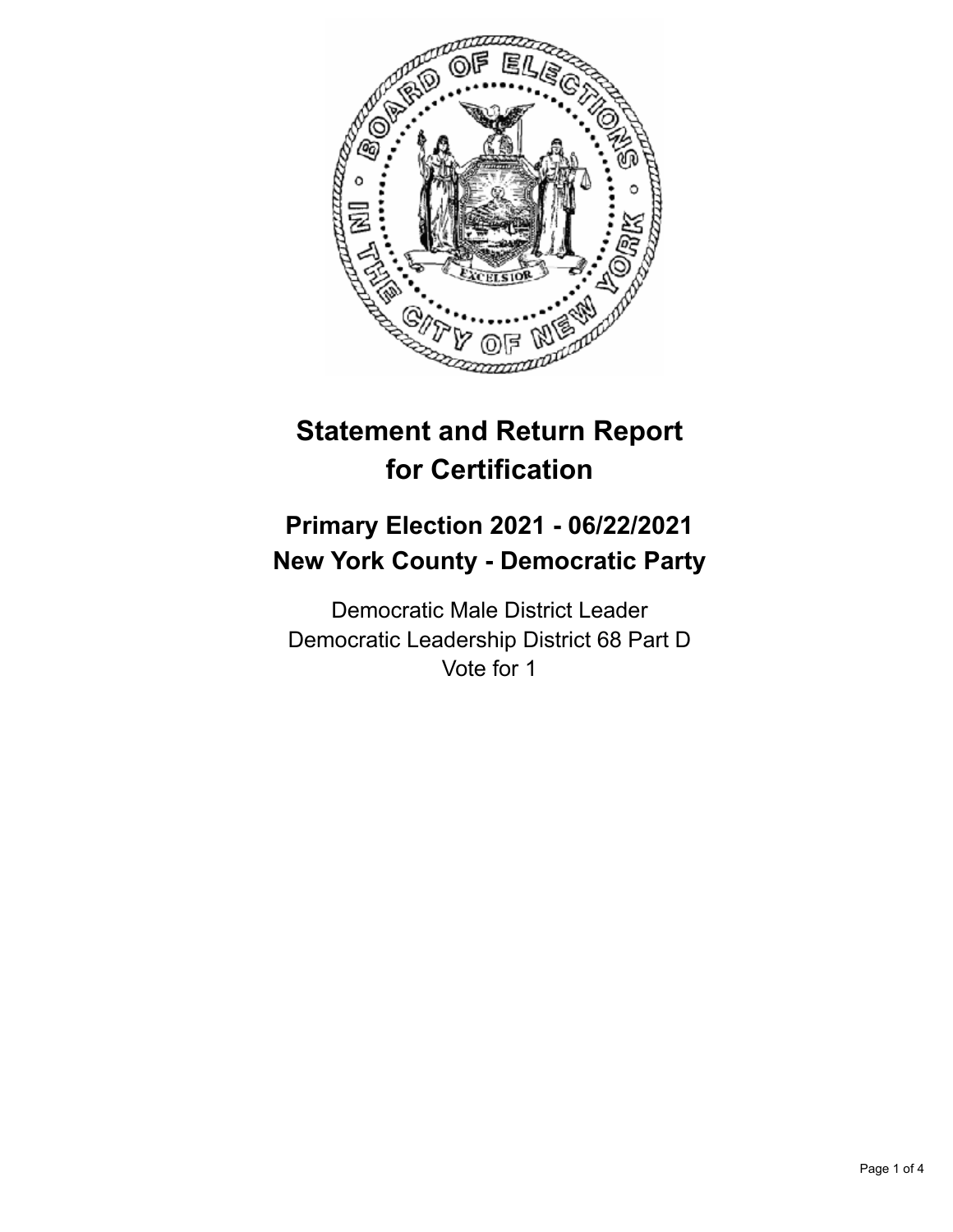# Statement and Return Report for Certification

## Primary Election 2021 - 06/22/2021
## New York County - Democratic Party

Democratic Male District Leader
Democratic Leadership District 68 Part D
Vote for 1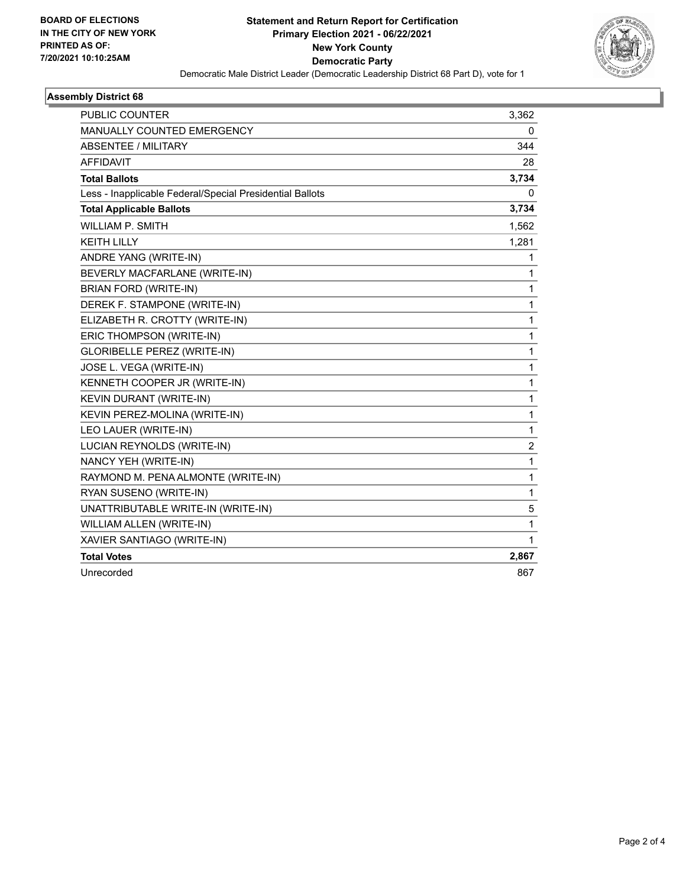**BOARD OF ELECTIONS IN THE CITY OF NEW YORK PRINTED AS OF: 7/20/2021 10:10:25AM**

# Statement and Return Report for Certification
## Primary Election 2021 - 06/22/2021
## New York County
## Democratic Party

Democratic Male District Leader (Democratic Leadership District 68 Part D), vote for 1

### Assembly District 68

| | |
|---|---|
| PUBLIC COUNTER | 3,362 |
| MANUALLY COUNTED EMERGENCY | 0 |
| ABSENTEE / MILITARY | 344 |
| AFFIDAVIT | 28 |
| **Total Ballots** | **3,734** |
| Less - Inapplicable Federal/Special Presidential Ballots | 0 |
| **Total Applicable Ballots** | **3,734** |
| WILLIAM P. SMITH | 1,562 |
| KEITH LILLY | 1,281 |
| ANDRE YANG (WRITE-IN) | 1 |
| BEVERLY MACFARLANE (WRITE-IN) | 1 |
| BRIAN FORD (WRITE-IN) | 1 |
| DEREK F. STAMPONE (WRITE-IN) | 1 |
| ELIZABETH R. CROTTY (WRITE-IN) | 1 |
| ERIC THOMPSON (WRITE-IN) | 1 |
| GLORIBELLE PEREZ (WRITE-IN) | 1 |
| JOSE L. VEGA (WRITE-IN) | 1 |
| KENNETH COOPER JR (WRITE-IN) | 1 |
| KEVIN DURANT (WRITE-IN) | 1 |
| KEVIN PEREZ-MOLINA (WRITE-IN) | 1 |
| LEO LAUER (WRITE-IN) | 1 |
| LUCIAN REYNOLDS (WRITE-IN) | 2 |
| NANCY YEH (WRITE-IN) | 1 |
| RAYMOND M. PENA ALMONTE (WRITE-IN) | 1 |
| RYAN SUSENO (WRITE-IN) | 1 |
| UNATTRIBUTABLE WRITE-IN (WRITE-IN) | 5 |
| WILLIAM ALLEN (WRITE-IN) | 1 |
| XAVIER SANTIAGO (WRITE-IN) | 1 |
| **Total Votes** | **2,867** |
| Unrecorded | 867 |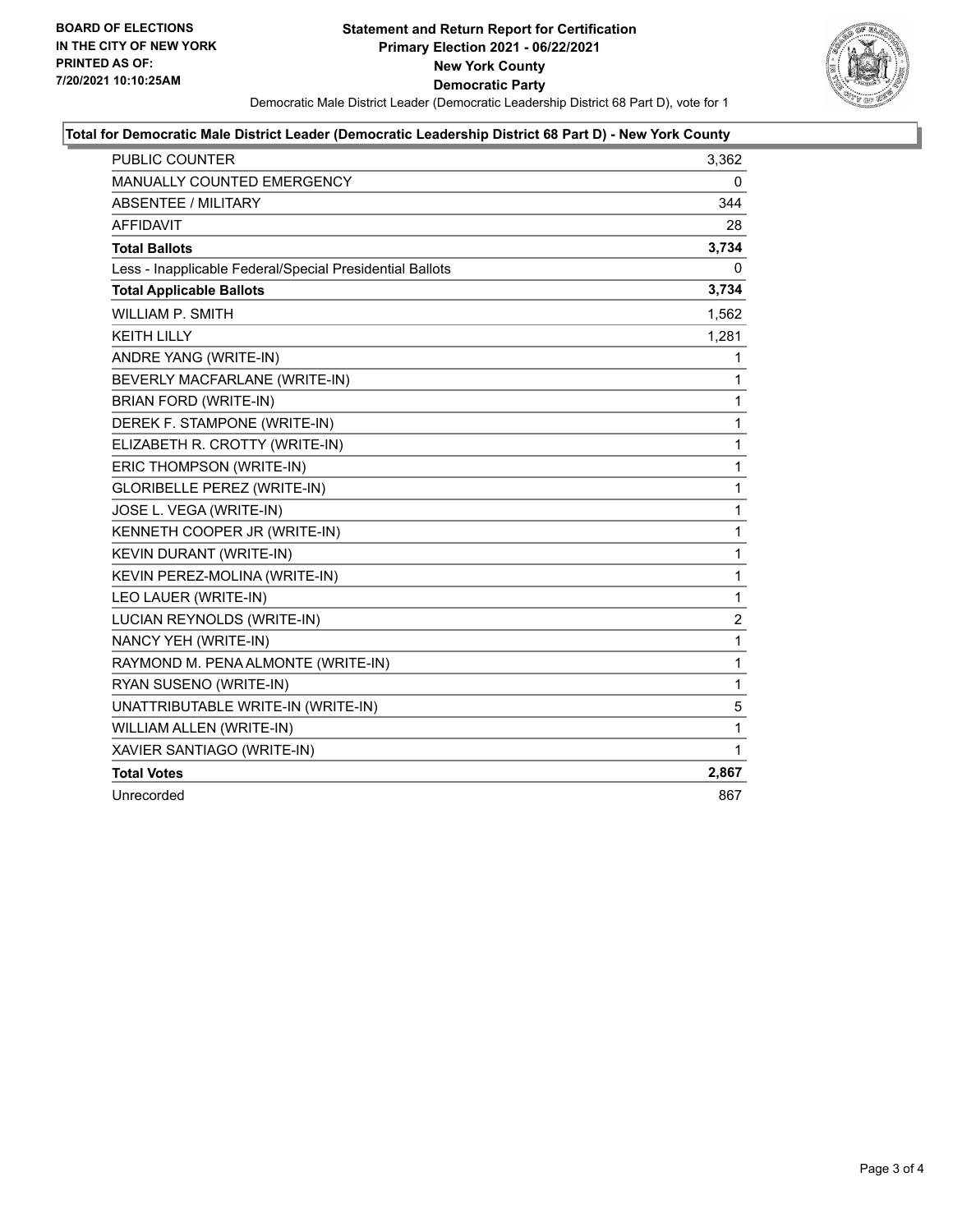**BOARD OF ELECTIONS IN THE CITY OF NEW YORK PRINTED AS OF: 7/20/2021 10:10:25AM**

**Statement and Return Report for Certification**
**Primary Election 2021 - 06/22/2021**
**New York County**
**Democratic Party**

Democratic Male District Leader (Democratic Leadership District 68 Part D), vote for 1

### Total for Democratic Male District Leader (Democratic Leadership District 68 Part D) - New York County

| | |
|---|---|
| PUBLIC COUNTER | 3,362 |
| MANUALLY COUNTED EMERGENCY | 0 |
| ABSENTEE / MILITARY | 344 |
| AFFIDAVIT | 28 |
| **Total Ballots** | **3,734** |
| Less - Inapplicable Federal/Special Presidential Ballots | 0 |
| **Total Applicable Ballots** | **3,734** |
| WILLIAM P. SMITH | 1,562 |
| KEITH LILLY | 1,281 |
| ANDRE YANG (WRITE-IN) | 1 |
| BEVERLY MACFARLANE (WRITE-IN) | 1 |
| BRIAN FORD (WRITE-IN) | 1 |
| DEREK F. STAMPONE (WRITE-IN) | 1 |
| ELIZABETH R. CROTTY (WRITE-IN) | 1 |
| ERIC THOMPSON (WRITE-IN) | 1 |
| GLORIBELLE PEREZ (WRITE-IN) | 1 |
| JOSE L. VEGA (WRITE-IN) | 1 |
| KENNETH COOPER JR (WRITE-IN) | 1 |
| KEVIN DURANT (WRITE-IN) | 1 |
| KEVIN PEREZ-MOLINA (WRITE-IN) | 1 |
| LEO LAUER (WRITE-IN) | 1 |
| LUCIAN REYNOLDS (WRITE-IN) | 2 |
| NANCY YEH (WRITE-IN) | 1 |
| RAYMOND M. PENA ALMONTE (WRITE-IN) | 1 |
| RYAN SUSENO (WRITE-IN) | 1 |
| UNATTRIBUTABLE WRITE-IN (WRITE-IN) | 5 |
| WILLIAM ALLEN (WRITE-IN) | 1 |
| XAVIER SANTIAGO (WRITE-IN) | 1 |
| **Total Votes** | **2,867** |
| Unrecorded | 867 |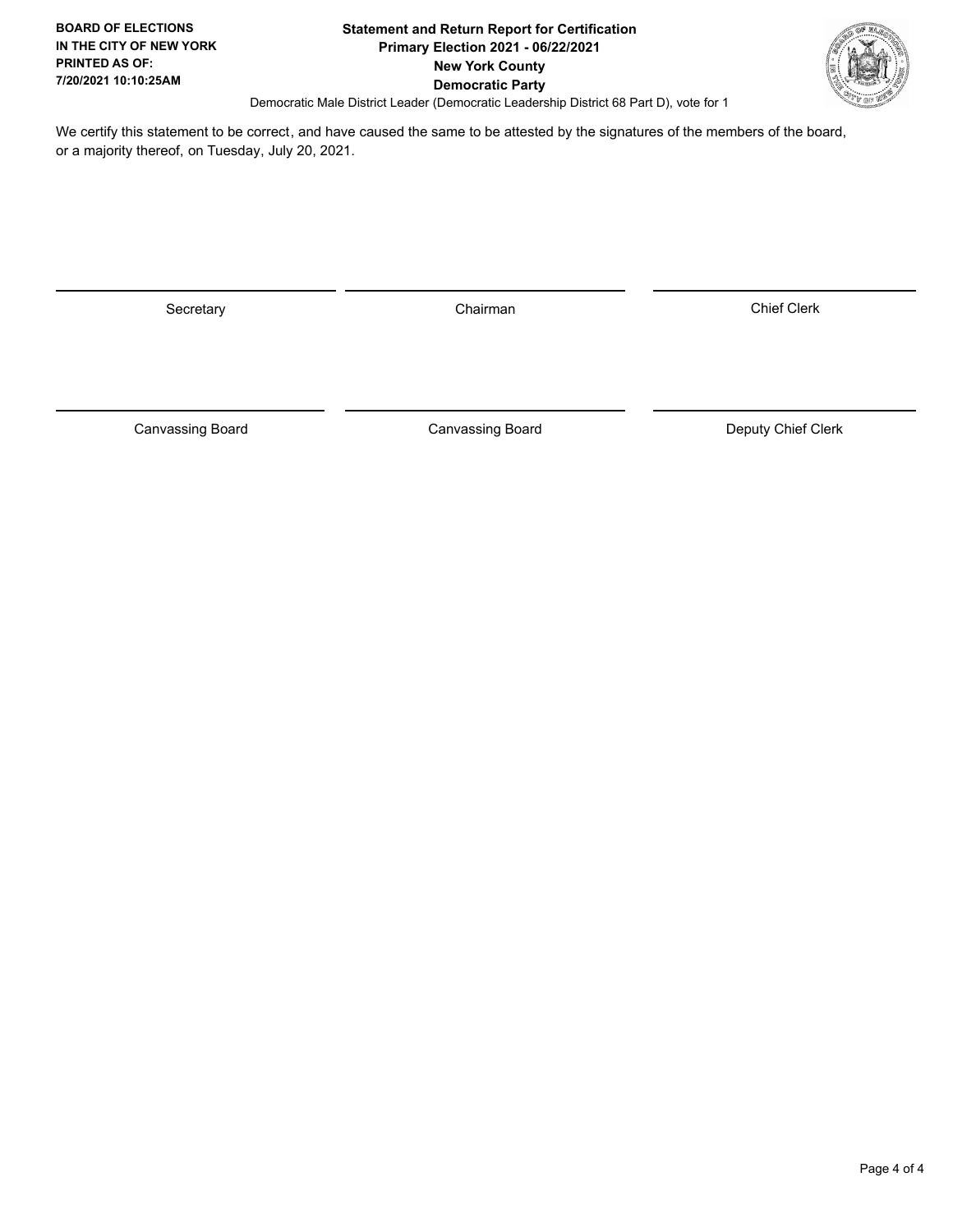**BOARD OF ELECTIONS IN THE CITY OF NEW YORK**
**PRINTED AS OF:**
**7/20/2021 10:10:25AM**

**Statement and Return Report for Certification**
**Primary Election 2021 - 06/22/2021**
**New York County**
**Democratic Party**

Democratic Male District Leader (Democratic Leadership District 68 Part D), vote for 1

We certify this statement to be correct, and have caused the same to be attested by the signatures of the members of the board, or a majority thereof, on Tuesday, July 20, 2021.

| | | |
|---|---|---|
| Secretary | Chairman | Chief Clerk |
| Canvassing Board | Canvassing Board | Deputy Chief Clerk |